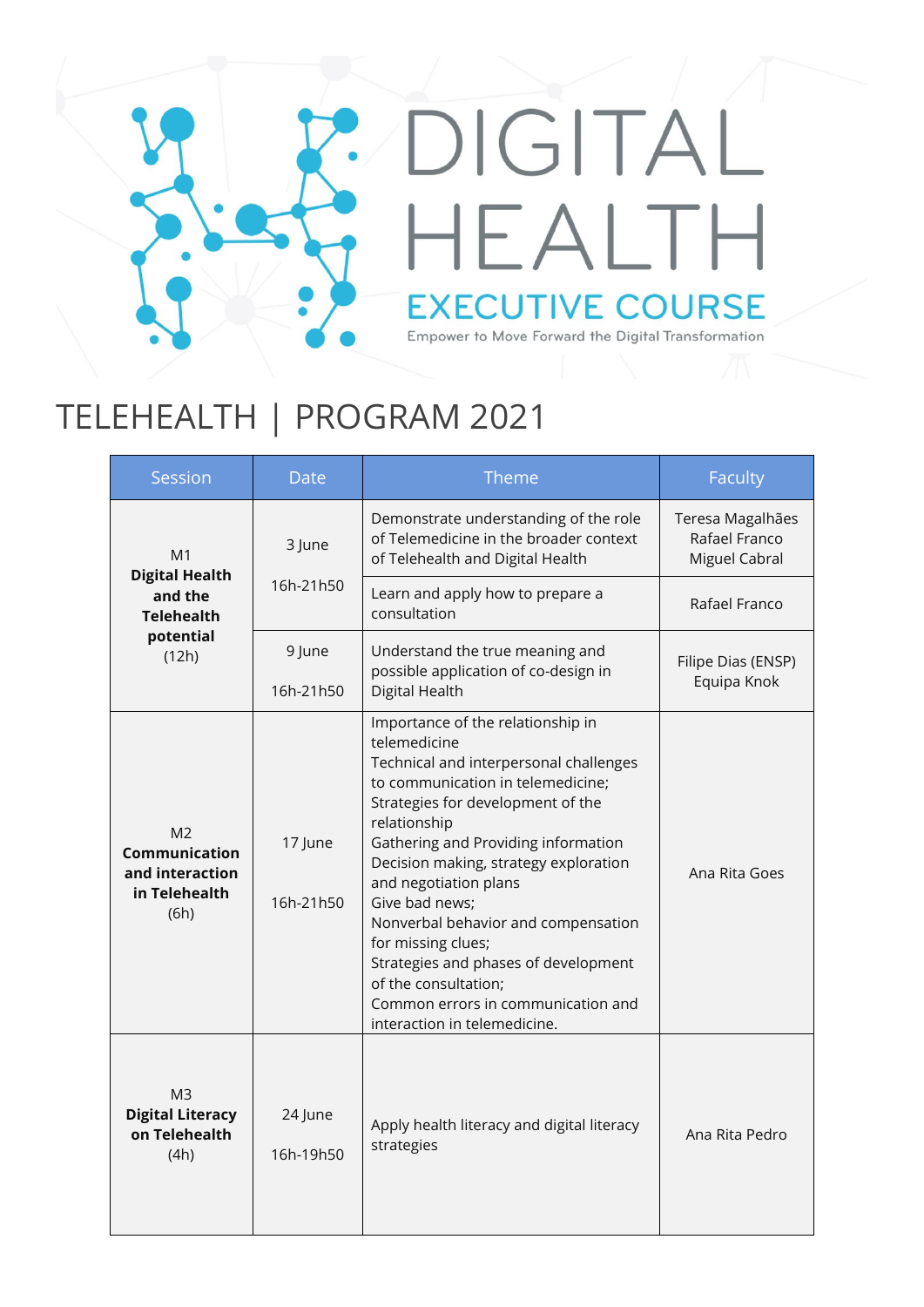# DIGITAL HEALTH

## EXECUTIVE COURSE

Empower to Move Forward the Digital Transformation

# TELEHEALTH | PROGRAM 2021

| Session | Date | Theme | Faculty |
|---|---|---|---|
| M1 **Digital Health and the Telehealth potential** (12h) | 3 June 16h-21h50 | Demonstrate understanding of the role of Telemedicine in the broader context of Telehealth and Digital Health | Teresa Magalhães Rafael Franco Miguel Cabral |
| | | Learn and apply how to prepare a consultation | Rafael Franco |
| | 9 June 16h-21h50 | Understand the true meaning and possible application of co-design in Digital Health | Filipe Dias (ENSP) Equipa Knok |
| M2 **Communication and interaction in Telehealth** (6h) | 17 June 16h-21h50 | Importance of the relationship in telemedicine<br>Technical and interpersonal challenges to communication in telemedicine;<br>Strategies for development of the relationship<br>Gathering and Providing information<br>Decision making, strategy exploration and negotiation plans<br>Give bad news;<br>Nonverbal behavior and compensation for missing clues;<br>Strategies and phases of development of the consultation;<br>Common errors in communication and interaction in telemedicine. | Ana Rita Goes |
| M3 **Digital Literacy on Telehealth** (4h) | 24 June 16h-19h50 | Apply health literacy and digital literacy strategies | Ana Rita Pedro |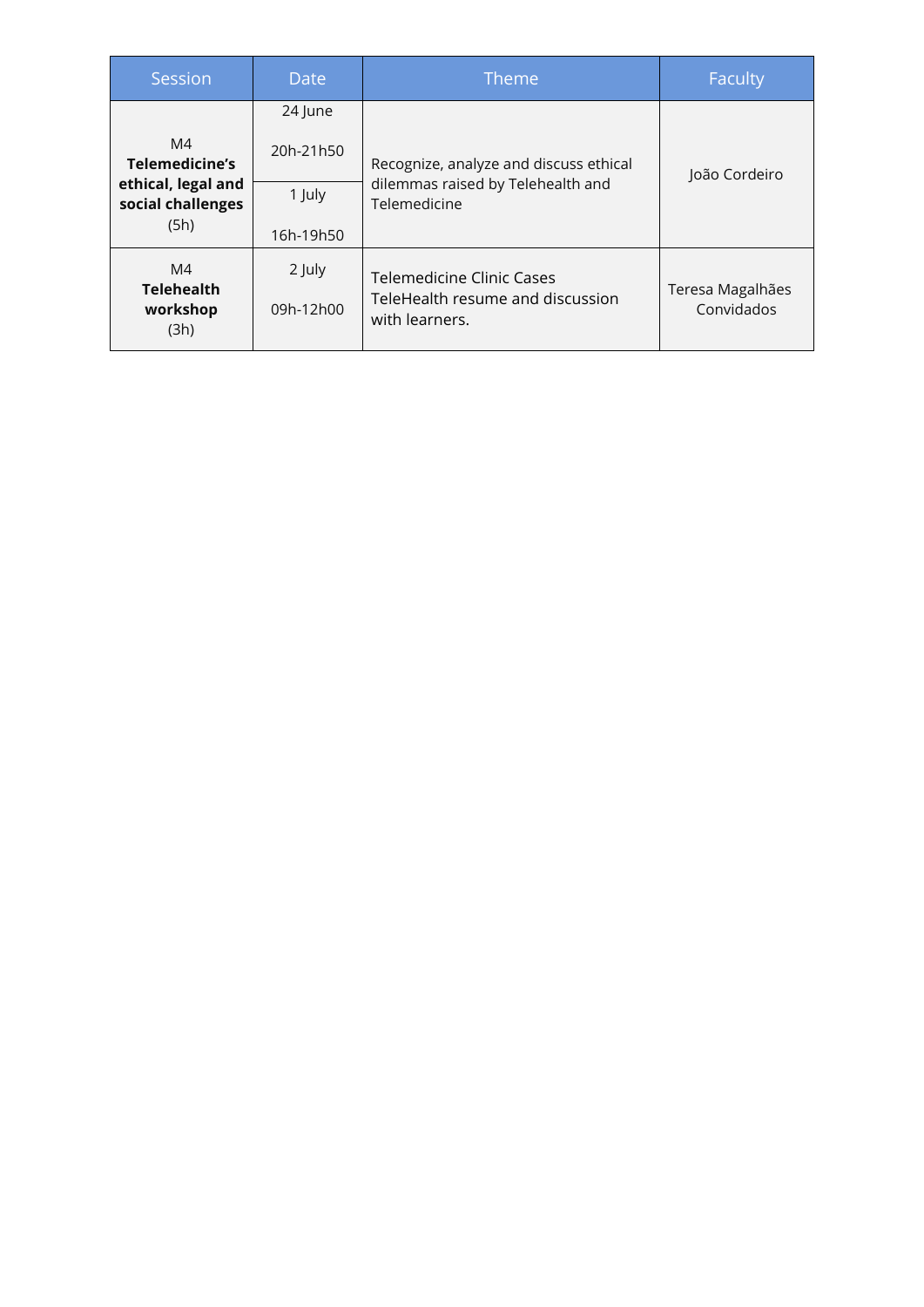| Session | Date | Theme | Faculty |
| --- | --- | --- | --- |
| M4 **Telemedicine's ethical, legal and social challenges** (5h) | 24 June 20h-21h50 | Recognize, analyze and discuss ethical dilemmas raised by Telehealth and Telemedicine | João Cordeiro |
| | 1 July 16h-19h50 | | |
| M4 **Telehealth workshop** (3h) | 2 July 09h-12h00 | Telemedicine Clinic Cases TeleHealth resume and discussion with learners. | Teresa Magalhães Convidados |